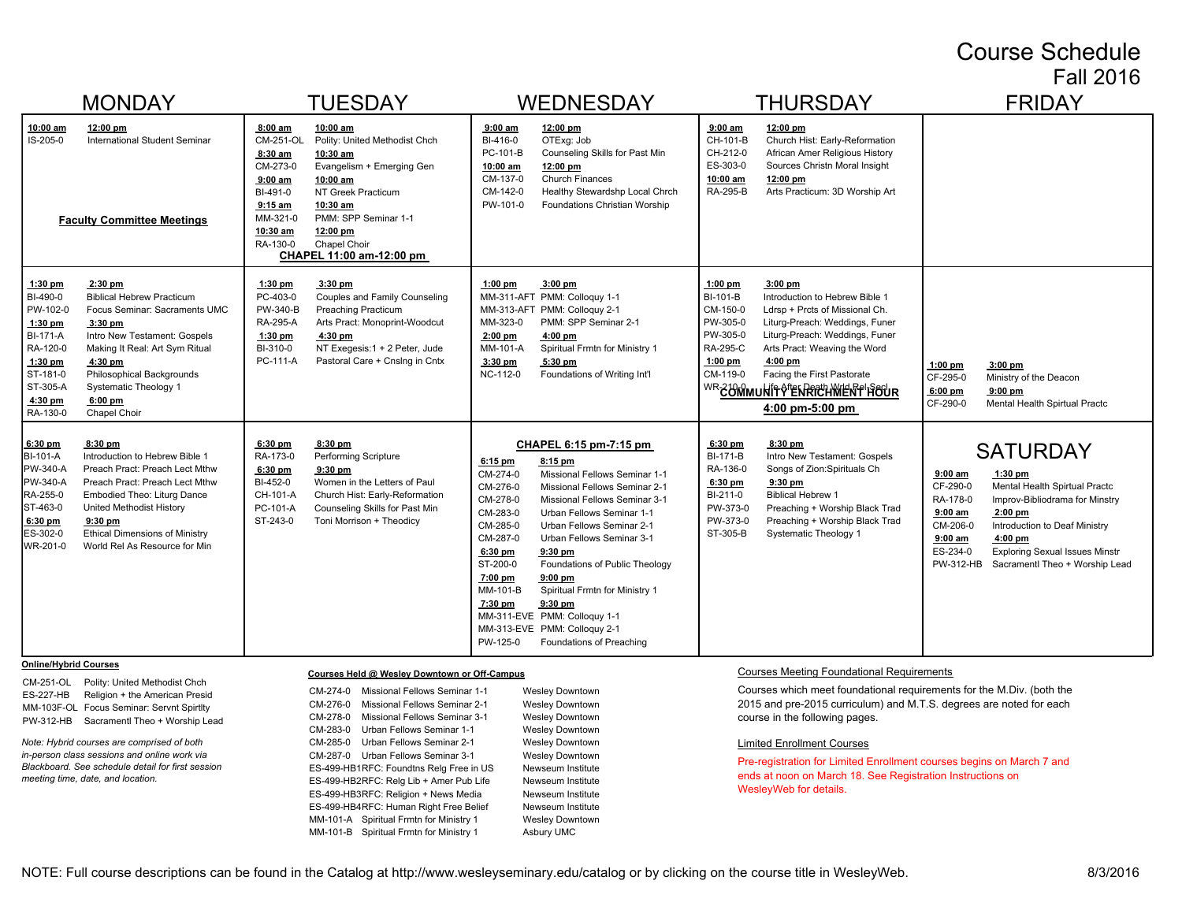# Course Schedule
## Fall 2016

## MONDAY

**10:00 am – 12:00 pm**
- IS-205-0 International Student Seminar

**Faculty Committee Meetings**

**1:30 pm – 2:30 pm**
- BI-490-0 Biblical Hebrew Practicum
- PW-102-0 Focus Seminar: Sacraments UMC

**1:30 pm – 3:30 pm**
- BI-171-A Intro New Testament: Gospels
- RA-120-0 Making It Real: Art Sym Ritual

**1:30 pm – 4:30 pm**
- ST-181-0 Philosophical Backgrounds
- ST-305-A Systematic Theology 1

**4:30 pm – 6:00 pm**
- RA-130-0 Chapel Choir

**6:30 pm – 8:30 pm**
- BI-101-A Introduction to Hebrew Bible 1
- PW-340-A Preach Pract: Preach Lect Mthw
- PW-340-A Preach Pract: Preach Lect Mthw
- RA-255-0 Embodied Theo: Liturg Dance
- ST-463-0 United Methodist History

**6:30 pm – 9:30 pm**
- ES-302-0 Ethical Dimensions of Ministry
- WR-201-0 World Rel As Resource for Min

## TUESDAY

**8:00 am – 10:00 am**
- CM-251-OL Polity: United Methodist Chch

**8:30 am – 10:30 am**
- CM-273-0 Evangelism + Emerging Gen

**9:00 am – 10:00 am**
- BI-491-0 NT Greek Practicum

**9:15 am – 10:30 am**
- MM-321-0 PMM: SPP Seminar 1-1

**10:30 am – 12:00 pm**
- RA-130-0 Chapel Choir

**CHAPEL 11:00 am-12:00 pm**

**1:30 pm – 3:30 pm**
- PC-403-0 Couples and Family Counseling
- PW-340-B Preaching Practicum
- RA-295-A Arts Pract: Monoprint-Woodcut

**1:30 pm – 4:30 pm**
- BI-310-0 NT Exegesis:1 + 2 Peter, Jude
- PC-111-A Pastoral Care + Cnslng in Cntx

**6:30 pm – 8:30 pm**
- RA-173-0 Performing Scripture

**6:30 pm – 9:30 pm**
- BI-452-0 Women in the Letters of Paul
- CH-101-A Church Hist: Early-Reformation
- PC-101-A Counseling Skills for Past Min
- ST-243-0 Toni Morrison + Theodicy

## WEDNESDAY

**9:00 am – 12:00 pm**
- BI-416-0 OTExg: Job
- PC-101-B Counseling Skills for Past Min

**10:00 am – 12:00 pm**
- CM-137-0 Church Finances
- CM-142-0 Healthy Stewardshp Local Chrch
- PW-101-0 Foundations Christian Worship

**1:00 pm – 3:00 pm**
- MM-311-AFT PMM: Colloquy 1-1
- MM-313-AFT PMM: Colloquy 2-1
- MM-323-0 PMM: SPP Seminar 2-1

**2:00 pm – 4:00 pm**
- MM-101-A Spiritual Frmtn for Ministry 1

**3:30 pm – 5:30 pm**
- NC-112-0 Foundations of Writing Int'l

**CHAPEL 6:15 pm-7:15 pm**

**6:15 pm – 8:15 pm**
- CM-274-0 Missional Fellows Seminar 1-1
- CM-276-0 Missional Fellows Seminar 2-1
- CM-278-0 Missional Fellows Seminar 3-1
- CM-283-0 Urban Fellows Seminar 1-1
- CM-285-0 Urban Fellows Seminar 2-1
- CM-287-0 Urban Fellows Seminar 3-1

**6:30 pm – 9:30 pm**
- ST-200-0 Foundations of Public Theology

**7:00 pm – 9:00 pm**
- MM-101-B Spiritual Frmtn for Ministry 1

**7:30 pm – 9:30 pm**
- MM-311-EVE PMM: Colloquy 1-1
- MM-313-EVE PMM: Colloquy 2-1
- PW-125-0 Foundations of Preaching

## THURSDAY

**9:00 am – 12:00 pm**
- CH-101-B Church Hist: Early-Reformation
- CH-212-0 African Amer Religious History
- ES-303-0 Sources Christn Moral Insight

**10:00 am – 12:00 pm**
- RA-295-B Arts Practicum: 3D Worship Art

**1:00 pm – 3:00 pm**
- BI-101-B Introduction to Hebrew Bible 1
- CM-150-0 Ldrsp + Prcts of Missional Ch.
- PW-305-0 Liturg-Preach: Weddings, Funer
- PW-305-0 Liturg-Preach: Weddings, Funer
- RA-295-C Arts Pract: Weaving the Word

**1:00 pm – 4:00 pm**
- CM-119-0 Facing the First Pastorate
- WR-210-0 Life After Death Wrld Rel Secl

**COMMUNITY ENRICHMENT HOUR 4:00 pm-5:00 pm**

**6:30 pm – 8:30 pm**
- BI-171-B Intro New Testament: Gospels
- RA-136-0 Songs of Zion:Spirituals Ch

**6:30 pm – 9:30 pm**
- BI-211-0 Biblical Hebrew 1
- PW-373-0 Preaching + Worship Black Trad
- PW-373-0 Preaching + Worship Black Trad
- ST-305-B Systematic Theology 1

## FRIDAY

**1:00 pm – 3:00 pm**
- CF-295-0 Ministry of the Deacon

**6:00 pm – 9:00 pm**
- CF-290-0 Mental Health Spirtual Practc

## SATURDAY

**9:00 am – 1:30 pm**
- CF-290-0 Mental Health Spirtual Practc
- RA-178-0 Improv-Bibliodrama for Ministry

**9:00 am – 2:00 pm**
- CM-206-0 Introduction to Deaf Ministry

**9:00 am – 4:00 pm**
- ES-234-0 Exploring Sexual Issues Minstr
- PW-312-HB Sacramentl Theo + Worship Lead

---

**Online/Hybrid Courses**

| Course | Title |
|---|---|
| CM-251-OL | Polity: United Methodist Chch |
| ES-227-HB | Religion + the American Presid |
| MM-103F-OL | Focus Seminar: Servnt Spirtlty |
| PW-312-HB | Sacramentl Theo + Worship Lead |

*Note: Hybrid courses are comprised of both in-person class sessions and online work via Blackboard. See schedule detail for first session meeting time, date, and location.*

**Courses Held @ Wesley Downtown or Off-Campus**

| Course | Title | Location |
|---|---|---|
| CM-274-0 | Missional Fellows Seminar 1-1 | Wesley Downtown |
| CM-276-0 | Missional Fellows Seminar 2-1 | Wesley Downtown |
| CM-278-0 | Missional Fellows Seminar 3-1 | Wesley Downtown |
| CM-283-0 | Urban Fellows Seminar 1-1 | Wesley Downtown |
| CM-285-0 | Urban Fellows Seminar 2-1 | Wesley Downtown |
| CM-287-0 | Urban Fellows Seminar 3-1 | Wesley Downtown |
| ES-499-HB1RFC | Foundtns Relg Free in US | Newseum Institute |
| ES-499-HB2RFC | Relg Lib + Amer Pub Life | Newseum Institute |
| ES-499-HB3RFC | Religion + News Media | Newseum Institute |
| ES-499-HB4RFC | Human Right Free Belief | Newseum Institute |
| MM-101-A | Spiritual Frmtn for Ministry 1 | Wesley Downtown |
| MM-101-B | Spiritual Frmtn for Ministry 1 | Asbury UMC |

**Courses Meeting Foundational Requirements**

Courses which meet foundational requirements for the M.Div. (both the 2015 and pre-2015 curriculum) and M.T.S. degrees are noted for each course in the following pages.

**Limited Enrollment Courses**

Pre-registration for Limited Enrollment courses begins on March 7 and ends at noon on March 18. See Registration Instructions on WesleyWeb for details.

NOTE: Full course descriptions can be found in the Catalog at http://www.wesleyseminary.edu/catalog or by clicking on the course title in WesleyWeb.

8/3/2016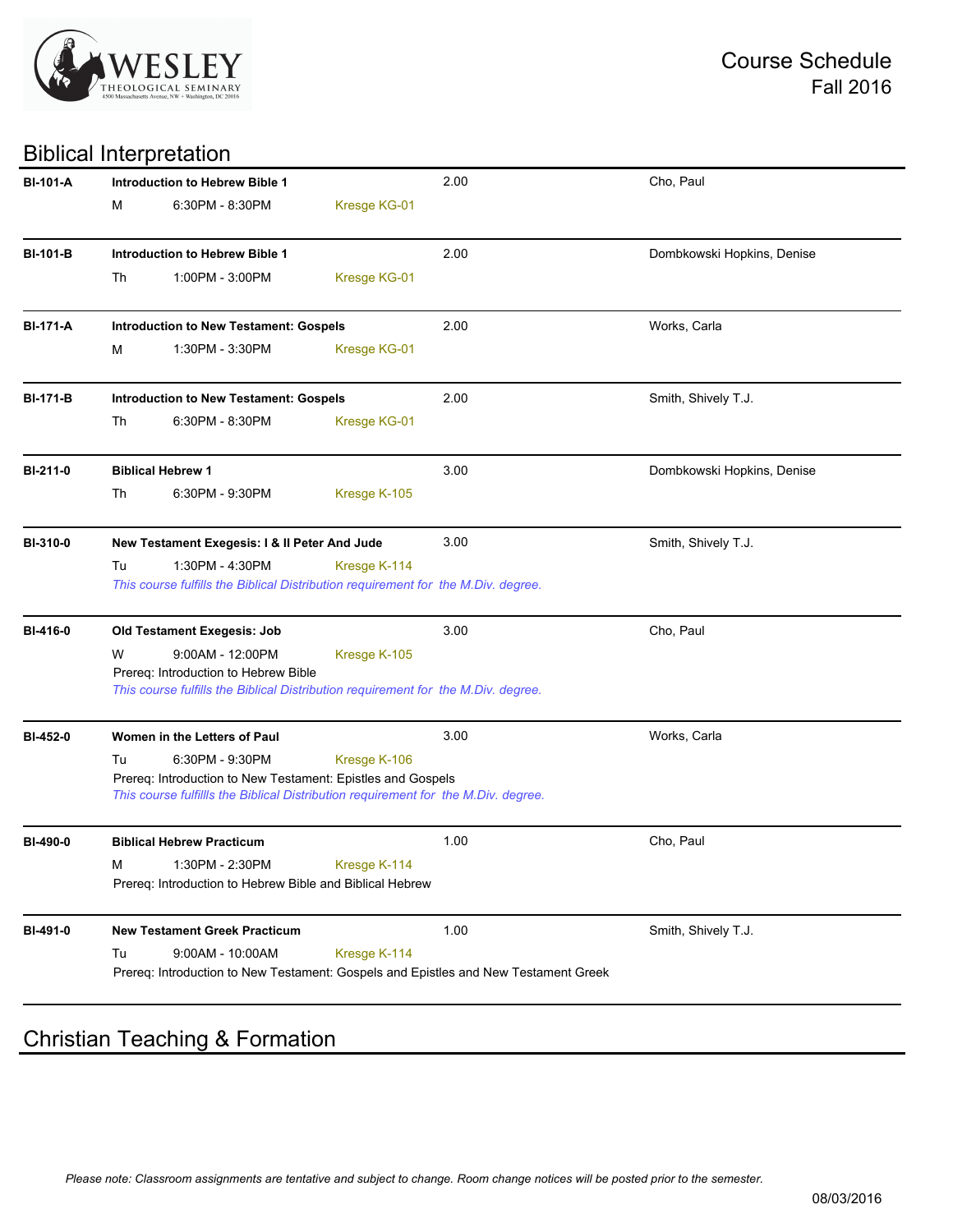# Course Schedule
## Fall 2016

## Biblical Interpretation

| Course | Title / Schedule | Credits | Instructor |
|---|---|---|---|
| **BI-101-A** | **Introduction to Hebrew Bible 1**<br>M 6:30PM - 8:30PM Kresge KG-01 | 2.00 | Cho, Paul |
| **BI-101-B** | **Introduction to Hebrew Bible 1**<br>Th 1:00PM - 3:00PM Kresge KG-01 | 2.00 | Dombkowski Hopkins, Denise |
| **BI-171-A** | **Introduction to New Testament: Gospels**<br>M 1:30PM - 3:30PM Kresge KG-01 | 2.00 | Works, Carla |
| **BI-171-B** | **Introduction to New Testament: Gospels**<br>Th 6:30PM - 8:30PM Kresge KG-01 | 2.00 | Smith, Shively T.J. |
| **BI-211-0** | **Biblical Hebrew 1**<br>Th 6:30PM - 9:30PM Kresge K-105 | 3.00 | Dombkowski Hopkins, Denise |
| **BI-310-0** | **New Testament Exegesis: I & II Peter And Jude**<br>Tu 1:30PM - 4:30PM Kresge K-114<br>*This course fulfills the Biblical Distribution requirement for the M.Div. degree.* | 3.00 | Smith, Shively T.J. |
| **BI-416-0** | **Old Testament Exegesis: Job**<br>W 9:00AM - 12:00PM Kresge K-105<br>Prereq: Introduction to Hebrew Bible<br>*This course fulfills the Biblical Distribution requirement for the M.Div. degree.* | 3.00 | Cho, Paul |
| **BI-452-0** | **Women in the Letters of Paul**<br>Tu 6:30PM - 9:30PM Kresge K-106<br>Prereq: Introduction to New Testament: Epistles and Gospels<br>*This course fulfillls the Biblical Distribution requirement for the M.Div. degree.* | 3.00 | Works, Carla |
| **BI-490-0** | **Biblical Hebrew Practicum**<br>M 1:30PM - 2:30PM Kresge K-114<br>Prereq: Introduction to Hebrew Bible and Biblical Hebrew | 1.00 | Cho, Paul |
| **BI-491-0** | **New Testament Greek Practicum**<br>Tu 9:00AM - 10:00AM Kresge K-114<br>Prereq: Introduction to New Testament: Gospels and Epistles and New Testament Greek | 1.00 | Smith, Shively T.J. |

## Christian Teaching & Formation

*Please note: Classroom assignments are tentative and subject to change. Room change notices will be posted prior to the semester.*

08/03/2016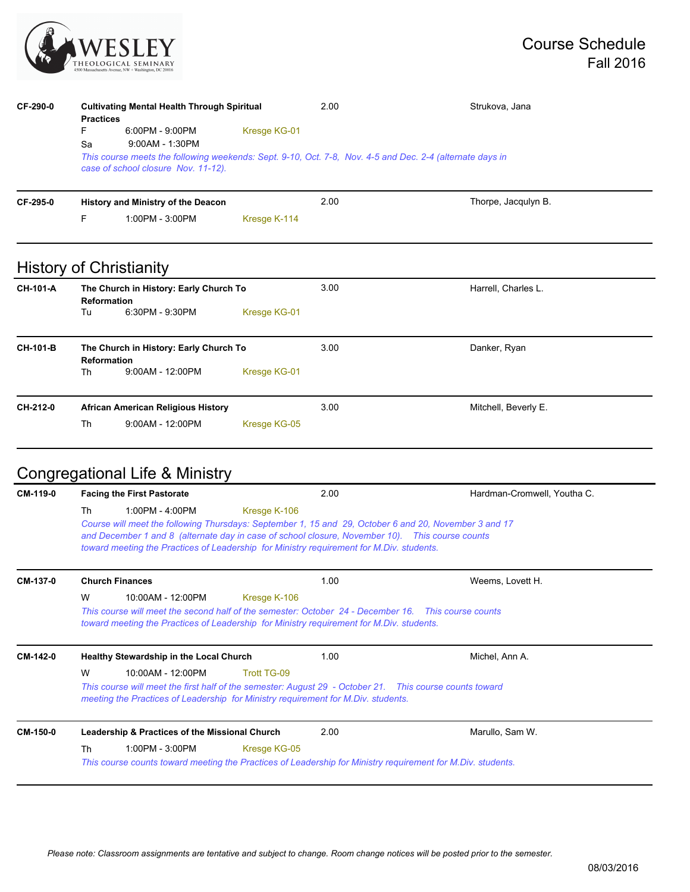| Course | Title / Schedule | Credits | Instructor |
|---|---|---|---|
| CF-290-0 | **Cultivating Mental Health Through Spiritual Practices** | 2.00 | Strukova, Jana |
| | F 6:00PM - 9:00PM Kresge KG-01 | | |
| | Sa 9:00AM - 1:30PM | | |
| | *This course meets the following weekends: Sept. 9-10, Oct. 7-8, Nov. 4-5 and Dec. 2-4 (alternate days in case of school closure Nov. 11-12).* | | |
| CF-295-0 | **History and Ministry of the Deacon** | 2.00 | Thorpe, Jacqulyn B. |
| | F 1:00PM - 3:00PM Kresge K-114 | | |

## History of Christianity

| Course | Title / Schedule | Credits | Instructor |
|---|---|---|---|
| CH-101-A | **The Church in History: Early Church To Reformation** | 3.00 | Harrell, Charles L. |
| | Tu 6:30PM - 9:30PM Kresge KG-01 | | |
| CH-101-B | **The Church in History: Early Church To Reformation** | 3.00 | Danker, Ryan |
| | Th 9:00AM - 12:00PM Kresge KG-01 | | |
| CH-212-0 | **African American Religious History** | 3.00 | Mitchell, Beverly E. |
| | Th 9:00AM - 12:00PM Kresge KG-05 | | |

## Congregational Life & Ministry

| Course | Title / Schedule | Credits | Instructor |
|---|---|---|---|
| CM-119-0 | **Facing the First Pastorate** | 2.00 | Hardman-Cromwell, Youtha C. |
| | Th 1:00PM - 4:00PM Kresge K-106 | | |
| | *Course will meet the following Thursdays: September 1, 15 and 29, October 6 and 20, November 3 and 17 and December 1 and 8 (alternate day in case of school closure, November 10). This course counts toward meeting the Practices of Leadership for Ministry requirement for M.Div. students.* | | |
| CM-137-0 | **Church Finances** | 1.00 | Weems, Lovett H. |
| | W 10:00AM - 12:00PM Kresge K-106 | | |
| | *This course will meet the second half of the semester: October 24 - December 16. This course counts toward meeting the Practices of Leadership for Ministry requirement for M.Div. students.* | | |
| CM-142-0 | **Healthy Stewardship in the Local Church** | 1.00 | Michel, Ann A. |
| | W 10:00AM - 12:00PM Trott TG-09 | | |
| | *This course will meet the first half of the semester: August 29 - October 21. This course counts toward meeting the Practices of Leadership for Ministry requirement for M.Div. students.* | | |
| CM-150-0 | **Leadership & Practices of the Missional Church** | 2.00 | Marullo, Sam W. |
| | Th 1:00PM - 3:00PM Kresge KG-05 | | |
| | *This course counts toward meeting the Practices of Leadership for Ministry requirement for M.Div. students.* | | |

*Please note: Classroom assignments are tentative and subject to change. Room change notices will be posted prior to the semester.*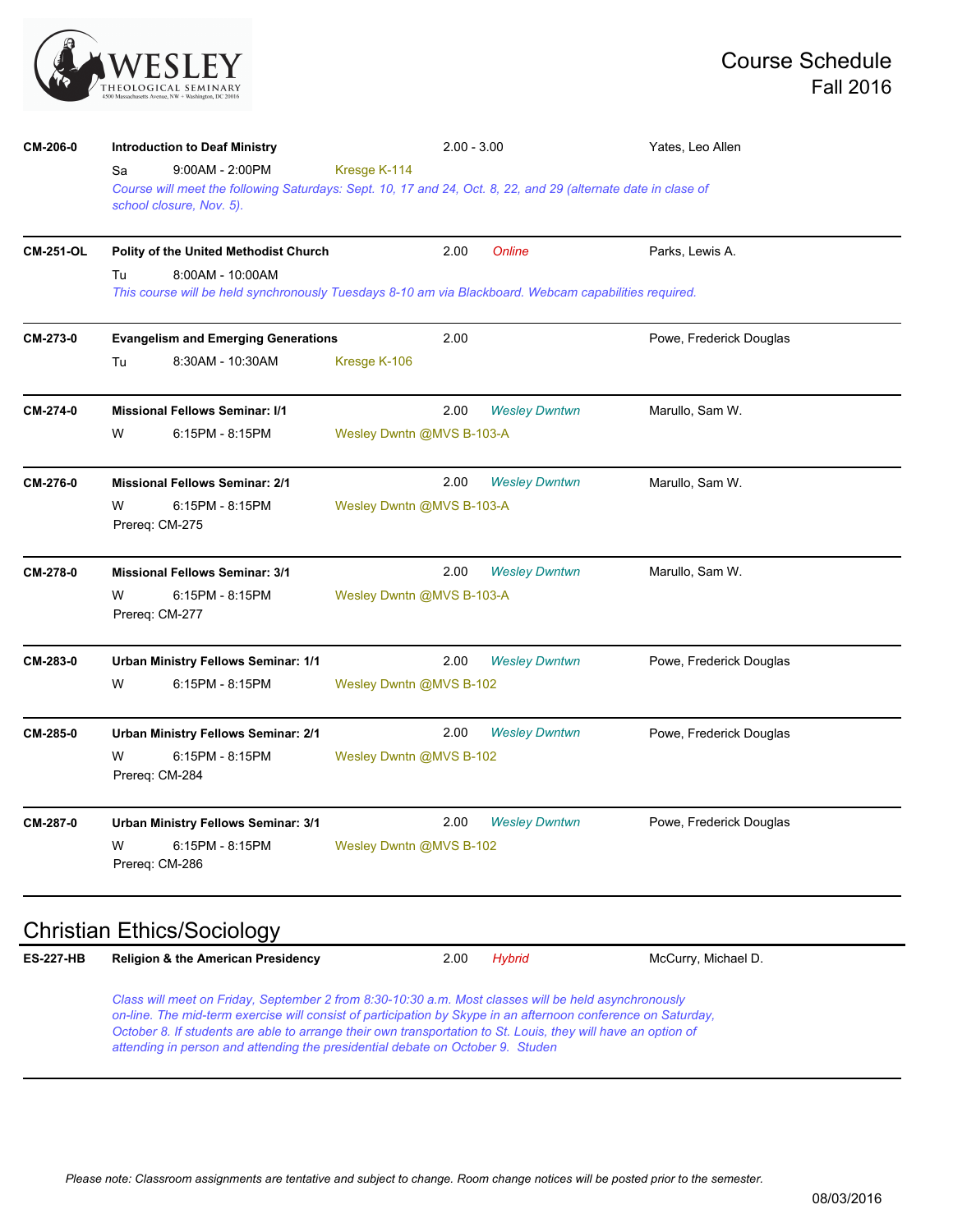**CM-206-0** **Introduction to Deaf Ministry** 2.00 - 3.00 Yates, Leo Allen

Sa 9:00AM - 2:00PM Kresge K-114

*Course will meet the following Saturdays: Sept. 10, 17 and 24, Oct. 8, 22, and 29 (alternate date in clase of school closure, Nov. 5).*

---

**CM-251-OL** **Polity of the United Methodist Church** 2.00 *Online* Parks, Lewis A.

Tu 8:00AM - 10:00AM

*This course will be held synchronously Tuesdays 8-10 am via Blackboard. Webcam capabilities required.*

---

**CM-273-0** **Evangelism and Emerging Generations** 2.00 Powe, Frederick Douglas

Tu 8:30AM - 10:30AM Kresge K-106

---

**CM-274-0** **Missional Fellows Seminar: I/1** 2.00 *Wesley Dwntwn* Marullo, Sam W.

W 6:15PM - 8:15PM Wesley Dwntn @MVS B-103-A

---

**CM-276-0** **Missional Fellows Seminar: 2/1** 2.00 *Wesley Dwntwn* Marullo, Sam W.

W 6:15PM - 8:15PM Wesley Dwntn @MVS B-103-A

Prereq: CM-275

---

**CM-278-0** **Missional Fellows Seminar: 3/1** 2.00 *Wesley Dwntwn* Marullo, Sam W.

W 6:15PM - 8:15PM Wesley Dwntn @MVS B-103-A

Prereq: CM-277

---

**CM-283-0** **Urban Ministry Fellows Seminar: 1/1** 2.00 *Wesley Dwntwn* Powe, Frederick Douglas

W 6:15PM - 8:15PM Wesley Dwntn @MVS B-102

---

**CM-285-0** **Urban Ministry Fellows Seminar: 2/1** 2.00 *Wesley Dwntwn* Powe, Frederick Douglas

W 6:15PM - 8:15PM Wesley Dwntn @MVS B-102

Prereq: CM-284

---

**CM-287-0** **Urban Ministry Fellows Seminar: 3/1** 2.00 *Wesley Dwntwn* Powe, Frederick Douglas

W 6:15PM - 8:15PM Wesley Dwntn @MVS B-102

Prereq: CM-286

---

## Christian Ethics/Sociology

**ES-227-HB** **Religion & the American Presidency** 2.00 *Hybrid* McCurry, Michael D.

*Class will meet on Friday, September 2 from 8:30-10:30 a.m. Most classes will be held asynchronously on-line. The mid-term exercise will consist of participation by Skype in an afternoon conference on Saturday, October 8. If students are able to arrange their own transportation to St. Louis, they will have an option of attending in person and attending the presidential debate on October 9. Studen*

---

*Please note: Classroom assignments are tentative and subject to change. Room change notices will be posted prior to the semester.*

08/03/2016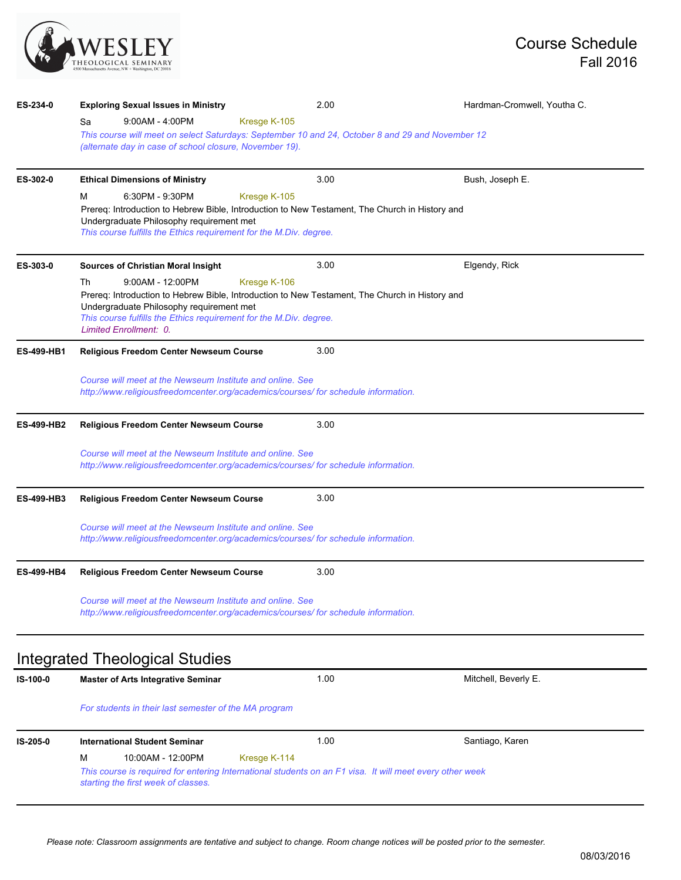**ES-234-0** | **Exploring Sexual Issues in Ministry** | 2.00 | Hardman-Cromwell, Youtha C.

Sa 9:00AM - 4:00PM Kresge K-105

*This course will meet on select Saturdays: September 10 and 24, October 8 and 29 and November 12 (alternate day in case of school closure, November 19).*

---

**ES-302-0** | **Ethical Dimensions of Ministry** | 3.00 | Bush, Joseph E.

M 6:30PM - 9:30PM Kresge K-105

Prereq: Introduction to Hebrew Bible, Introduction to New Testament, The Church in History and Undergraduate Philosophy requirement met

*This course fulfills the Ethics requirement for the M.Div. degree.*

---

**ES-303-0** | **Sources of Christian Moral Insight** | 3.00 | Elgendy, Rick

Th 9:00AM - 12:00PM Kresge K-106

Prereq: Introduction to Hebrew Bible, Introduction to New Testament, The Church in History and Undergraduate Philosophy requirement met

*This course fulfills the Ethics requirement for the M.Div. degree.*

*Limited Enrollment: 0.*

---

**ES-499-HB1** | **Religious Freedom Center Newseum Course** | 3.00

*Course will meet at the Newseum Institute and online. See http://www.religiousfreedomcenter.org/academics/courses/ for schedule information.*

---

**ES-499-HB2** | **Religious Freedom Center Newseum Course** | 3.00

*Course will meet at the Newseum Institute and online. See http://www.religiousfreedomcenter.org/academics/courses/ for schedule information.*

---

**ES-499-HB3** | **Religious Freedom Center Newseum Course** | 3.00

*Course will meet at the Newseum Institute and online. See http://www.religiousfreedomcenter.org/academics/courses/ for schedule information.*

---

**ES-499-HB4** | **Religious Freedom Center Newseum Course** | 3.00

*Course will meet at the Newseum Institute and online. See http://www.religiousfreedomcenter.org/academics/courses/ for schedule information.*

---

## Integrated Theological Studies

**IS-100-0** | **Master of Arts Integrative Seminar** | 1.00 | Mitchell, Beverly E.

*For students in their last semester of the MA program*

---

**IS-205-0** | **International Student Seminar** | 1.00 | Santiago, Karen

M 10:00AM - 12:00PM Kresge K-114

*This course is required for entering International students on an F1 visa. It will meet every other week starting the first week of classes.*

---

*Please note: Classroom assignments are tentative and subject to change. Room change notices will be posted prior to the semester.*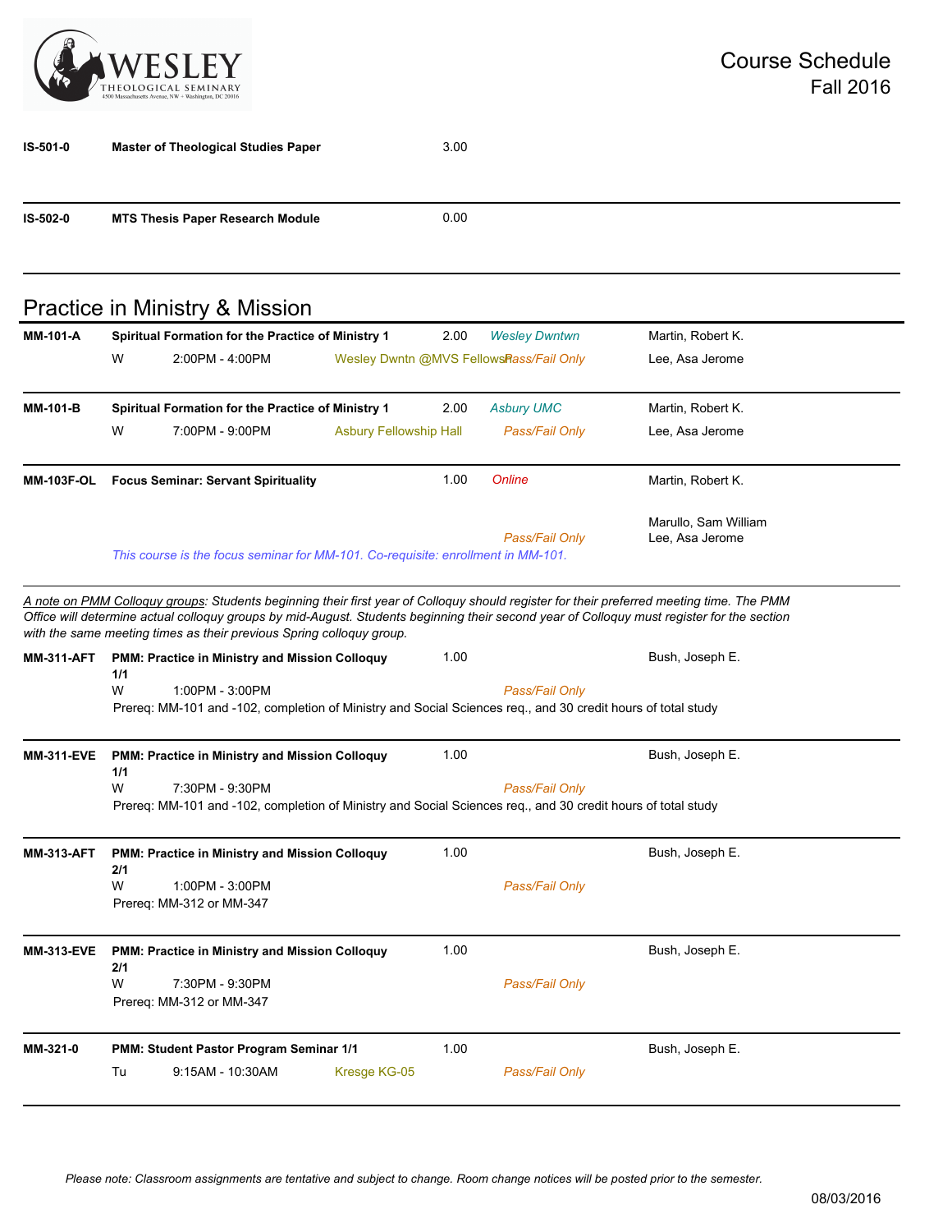| Course | Title | Credits | Location | Instructor |
|---|---|---|---|---|
| IS-501-0 | **Master of Theological Studies Paper** | 3.00 | | |
| IS-502-0 | **MTS Thesis Paper Research Module** | 0.00 | | |

## Practice in Ministry & Mission

| Course | Title / Schedule | Credits | Location / Grading | Instructor |
|---|---|---|---|---|
| **MM-101-A** | **Spiritual Formation for the Practice of Ministry 1**<br>W 2:00PM - 4:00PM, Wesley Dwntn @MVS Fellows | 2.00 | *Wesley Dwntwn*<br>*Pass/Fail Only* | Martin, Robert K.<br>Lee, Asa Jerome |
| **MM-101-B** | **Spiritual Formation for the Practice of Ministry 1**<br>W 7:00PM - 9:00PM, Asbury Fellowship Hall | 2.00 | *Asbury UMC*<br>*Pass/Fail Only* | Martin, Robert K.<br>Lee, Asa Jerome |
| **MM-103F-OL** | **Focus Seminar: Servant Spirituality**<br>*This course is the focus seminar for MM-101. Co-requisite: enrollment in MM-101.* | 1.00 | *Online*<br>*Pass/Fail Only* | Martin, Robert K.<br>Marullo, Sam William<br>Lee, Asa Jerome |

*<u>A note on PMM Colloquy groups</u>: Students beginning their first year of Colloquy should register for their preferred meeting time. The PMM Office will determine actual colloquy groups by mid-August. Students beginning their second year of Colloquy must register for the section with the same meeting times as their previous Spring colloquy group.*

| Course | Title / Schedule | Credits | Location / Grading | Instructor |
|---|---|---|---|---|
| **MM-311-AFT** | **PMM: Practice in Ministry and Mission Colloquy 1/1**<br>W 1:00PM - 3:00PM<br>Prereq: MM-101 and -102, completion of Ministry and Social Sciences req., and 30 credit hours of total study | 1.00 | *Pass/Fail Only* | Bush, Joseph E. |
| **MM-311-EVE** | **PMM: Practice in Ministry and Mission Colloquy 1/1**<br>W 7:30PM - 9:30PM<br>Prereq: MM-101 and -102, completion of Ministry and Social Sciences req., and 30 credit hours of total study | 1.00 | *Pass/Fail Only* | Bush, Joseph E. |
| **MM-313-AFT** | **PMM: Practice in Ministry and Mission Colloquy 2/1**<br>W 1:00PM - 3:00PM<br>Prereq: MM-312 or MM-347 | 1.00 | *Pass/Fail Only* | Bush, Joseph E. |
| **MM-313-EVE** | **PMM: Practice in Ministry and Mission Colloquy 2/1**<br>W 7:30PM - 9:30PM<br>Prereq: MM-312 or MM-347 | 1.00 | *Pass/Fail Only* | Bush, Joseph E. |
| **MM-321-0** | **PMM: Student Pastor Program Seminar 1/1**<br>Tu 9:15AM - 10:30AM, Kresge KG-05 | 1.00 | *Pass/Fail Only* | Bush, Joseph E. |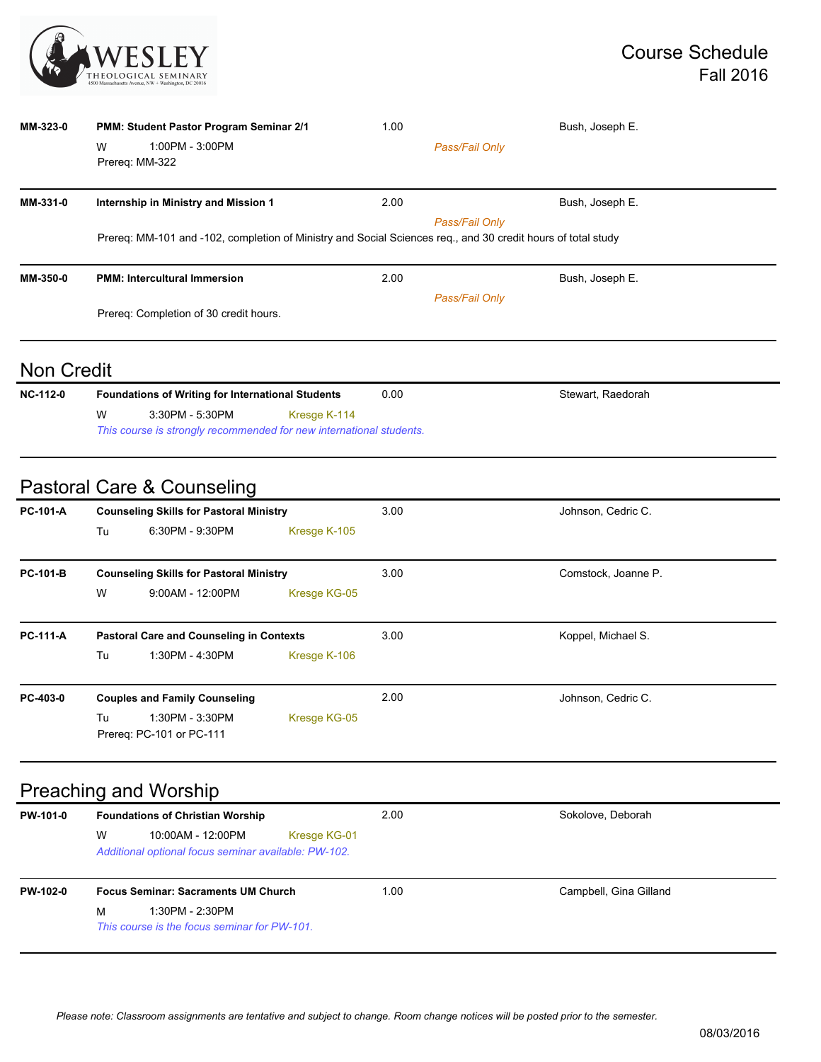| Course | Title / Schedule | Credits | Notes | Instructor |
|---|---|---|---|---|
| **MM-323-0** | **PMM: Student Pastor Program Seminar 2/1**<br>W 1:00PM - 3:00PM<br>Prereq: MM-322 | 1.00 | *Pass/Fail Only* | Bush, Joseph E. |
| **MM-331-0** | **Internship in Ministry and Mission 1**<br>Prereq: MM-101 and -102, completion of Ministry and Social Sciences req., and 30 credit hours of total study | 2.00 | *Pass/Fail Only* | Bush, Joseph E. |
| **MM-350-0** | **PMM: Intercultural Immersion**<br>Prereq: Completion of 30 credit hours. | 2.00 | *Pass/Fail Only* | Bush, Joseph E. |

## Non Credit

| Course | Title / Schedule | Room | Credits | Instructor |
|---|---|---|---|---|
| **NC-112-0** | **Foundations of Writing for International Students**<br>W 3:30PM - 5:30PM<br>*This course is strongly recommended for new international students.* | Kresge K-114 | 0.00 | Stewart, Raedorah |

## Pastoral Care & Counseling

| Course | Title / Schedule | Room | Credits | Instructor |
|---|---|---|---|---|
| **PC-101-A** | **Counseling Skills for Pastoral Ministry**<br>Tu 6:30PM - 9:30PM | Kresge K-105 | 3.00 | Johnson, Cedric C. |
| **PC-101-B** | **Counseling Skills for Pastoral Ministry**<br>W 9:00AM - 12:00PM | Kresge KG-05 | 3.00 | Comstock, Joanne P. |
| **PC-111-A** | **Pastoral Care and Counseling in Contexts**<br>Tu 1:30PM - 4:30PM | Kresge K-106 | 3.00 | Koppel, Michael S. |
| **PC-403-0** | **Couples and Family Counseling**<br>Tu 1:30PM - 3:30PM<br>Prereq: PC-101 or PC-111 | Kresge KG-05 | 2.00 | Johnson, Cedric C. |

## Preaching and Worship

| Course | Title / Schedule | Room | Credits | Instructor |
|---|---|---|---|---|
| **PW-101-0** | **Foundations of Christian Worship**<br>W 10:00AM - 12:00PM<br>*Additional optional focus seminar available: PW-102.* | Kresge KG-01 | 2.00 | Sokolove, Deborah |
| **PW-102-0** | **Focus Seminar: Sacraments UM Church**<br>M 1:30PM - 2:30PM<br>*This course is the focus seminar for PW-101.* | | 1.00 | Campbell, Gina Gilland |

*Please note: Classroom assignments are tentative and subject to change. Room change notices will be posted prior to the semester.*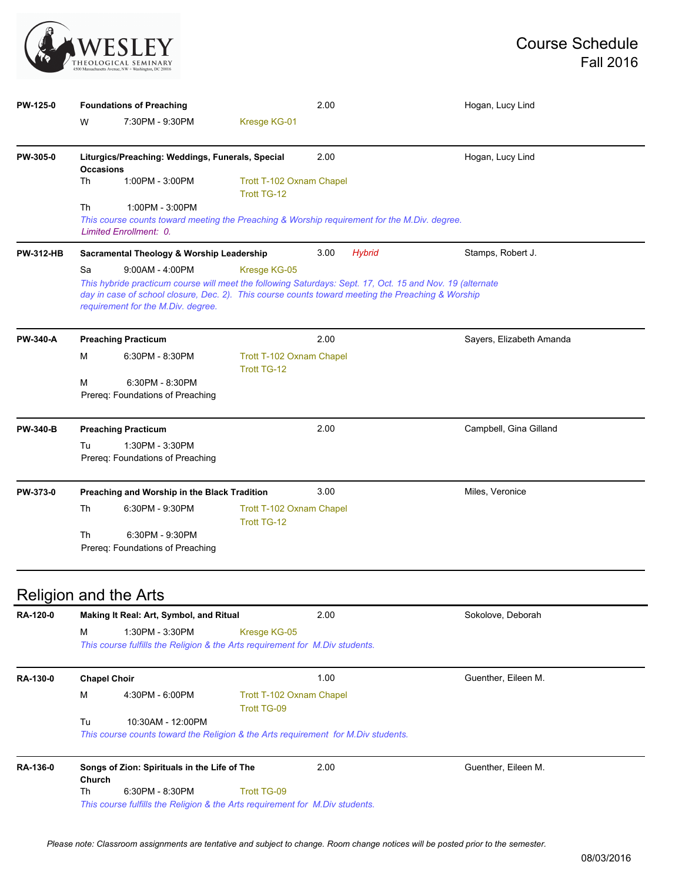**PW-125-0** | **Foundations of Preaching** | 2.00 | Hogan, Lucy Lind

W 7:30PM - 9:30PM Kresge KG-01

---

**PW-305-0** | **Liturgics/Preaching: Weddings, Funerals, Special Occasions** | 2.00 | Hogan, Lucy Lind

Th 1:00PM - 3:00PM Trott T-102 Oxnam Chapel
Trott TG-12

Th 1:00PM - 3:00PM

*This course counts toward meeting the Preaching & Worship requirement for the M.Div. degree.*

*Limited Enrollment: 0.*

---

**PW-312-HB** | **Sacramental Theology & Worship Leadership** | 3.00 | *Hybrid* | Stamps, Robert J.

Sa 9:00AM - 4:00PM Kresge KG-05

*This hybride practicum course will meet the following Saturdays: Sept. 17, Oct. 15 and Nov. 19 (alternate day in case of school closure, Dec. 2). This course counts toward meeting the Preaching & Worship requirement for the M.Div. degree.*

---

**PW-340-A** | **Preaching Practicum** | 2.00 | Sayers, Elizabeth Amanda

M 6:30PM - 8:30PM Trott T-102 Oxnam Chapel
Trott TG-12

M 6:30PM - 8:30PM

Prereq: Foundations of Preaching

---

**PW-340-B** | **Preaching Practicum** | 2.00 | Campbell, Gina Gilland

Tu 1:30PM - 3:30PM

Prereq: Foundations of Preaching

---

**PW-373-0** | **Preaching and Worship in the Black Tradition** | 3.00 | Miles, Veronice

Th 6:30PM - 9:30PM Trott T-102 Oxnam Chapel
Trott TG-12

Th 6:30PM - 9:30PM

Prereq: Foundations of Preaching

---

## Religion and the Arts

**RA-120-0** | **Making It Real: Art, Symbol, and Ritual** | 2.00 | Sokolove, Deborah

M 1:30PM - 3:30PM Kresge KG-05

*This course fulfills the Religion & the Arts requirement for M.Div students.*

---

**RA-130-0** | **Chapel Choir** | 1.00 | Guenther, Eileen M.

M 4:30PM - 6:00PM Trott T-102 Oxnam Chapel
Trott TG-09

Tu 10:30AM - 12:00PM

*This course counts toward the Religion & the Arts requirement for M.Div students.*

---

**RA-136-0** | **Songs of Zion: Spirituals in the Life of The Church** | 2.00 | Guenther, Eileen M.

Th 6:30PM - 8:30PM Trott TG-09

*This course fulfills the Religion & the Arts requirement for M.Div students.*

*Please note: Classroom assignments are tentative and subject to change. Room change notices will be posted prior to the semester.*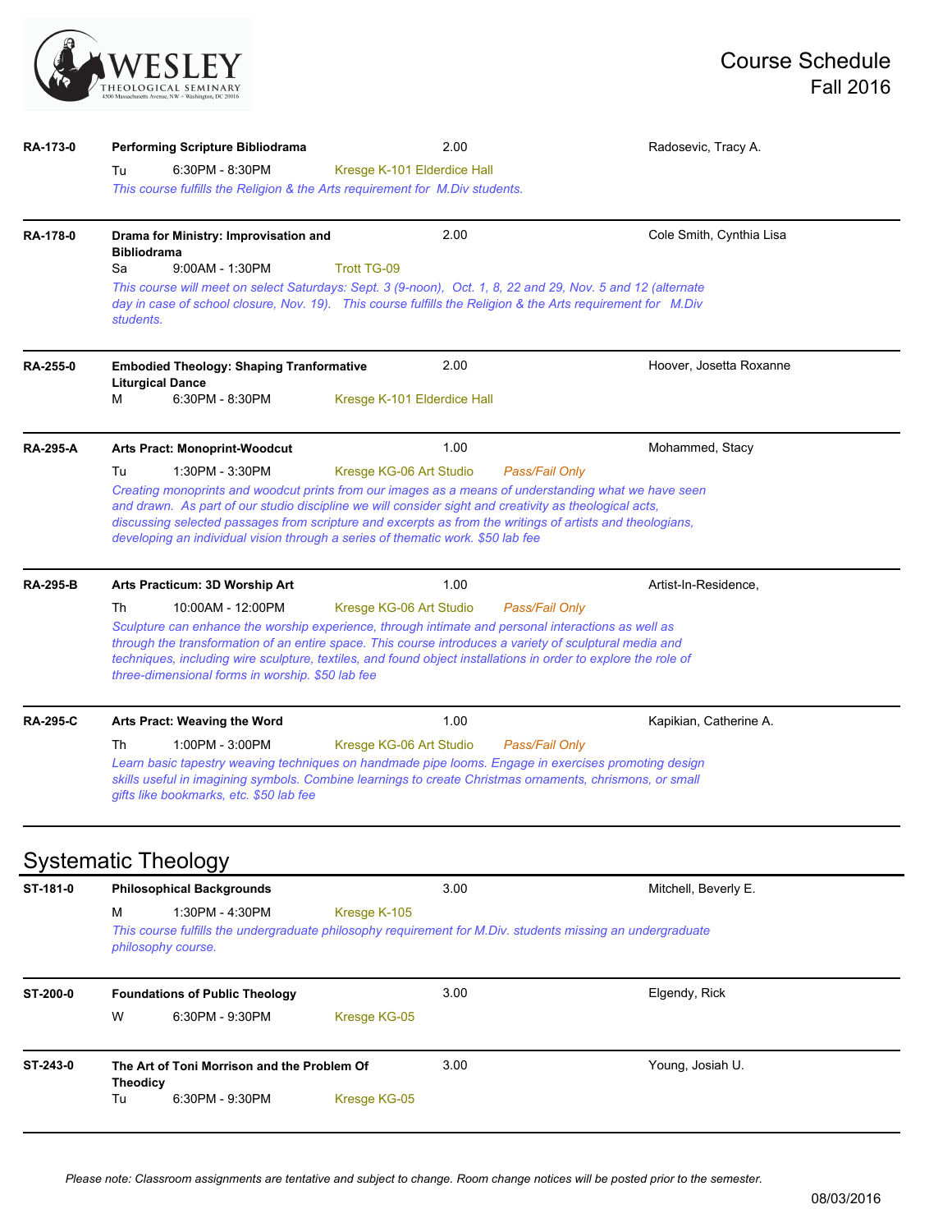**RA-173-0** | **Performing Scripture Bibliodrama** | 2.00 | Radosevic, Tracy A.

Tu 6:30PM - 8:30PM Kresge K-101 Elderdice Hall

*This course fulfills the Religion & the Arts requirement for M.Div students.*

---

**RA-178-0** | **Drama for Ministry: Improvisation and Bibliodrama** | 2.00 | Cole Smith, Cynthia Lisa

Sa 9:00AM - 1:30PM Trott TG-09

*This course will meet on select Saturdays: Sept. 3 (9-noon), Oct. 1, 8, 22 and 29, Nov. 5 and 12 (alternate day in case of school closure, Nov. 19). This course fulfills the Religion & the Arts requirement for M.Div students.*

---

**RA-255-0** | **Embodied Theology: Shaping Tranformative Liturgical Dance** | 2.00 | Hoover, Josetta Roxanne

M 6:30PM - 8:30PM Kresge K-101 Elderdice Hall

---

**RA-295-A** | **Arts Pract: Monoprint-Woodcut** | 1.00 | Mohammed, Stacy

Tu 1:30PM - 3:30PM Kresge KG-06 Art Studio *Pass/Fail Only*

*Creating monoprints and woodcut prints from our images as a means of understanding what we have seen and drawn. As part of our studio discipline we will consider sight and creativity as theological acts, discussing selected passages from scripture and excerpts as from the writings of artists and theologians, developing an individual vision through a series of thematic work. $50 lab fee*

---

**RA-295-B** | **Arts Practicum: 3D Worship Art** | 1.00 | Artist-In-Residence,

Th 10:00AM - 12:00PM Kresge KG-06 Art Studio *Pass/Fail Only*

*Sculpture can enhance the worship experience, through intimate and personal interactions as well as through the transformation of an entire space. This course introduces a variety of sculptural media and techniques, including wire sculpture, textiles, and found object installations in order to explore the role of three-dimensional forms in worship. $50 lab fee*

---

**RA-295-C** | **Arts Pract: Weaving the Word** | 1.00 | Kapikian, Catherine A.

Th 1:00PM - 3:00PM Kresge KG-06 Art Studio *Pass/Fail Only*

*Learn basic tapestry weaving techniques on handmade pipe looms. Engage in exercises promoting design skills useful in imagining symbols. Combine learnings to create Christmas ornaments, chrismons, or small gifts like bookmarks, etc. $50 lab fee*

---

## Systematic Theology

**ST-181-0** | **Philosophical Backgrounds** | 3.00 | Mitchell, Beverly E.

M 1:30PM - 4:30PM Kresge K-105

*This course fulfills the undergraduate philosophy requirement for M.Div. students missing an undergraduate philosophy course.*

---

**ST-200-0** | **Foundations of Public Theology** | 3.00 | Elgendy, Rick

W 6:30PM - 9:30PM Kresge KG-05

---

**ST-243-0** | **The Art of Toni Morrison and the Problem Of Theodicy** | 3.00 | Young, Josiah U.

Tu 6:30PM - 9:30PM Kresge KG-05

---

*Please note: Classroom assignments are tentative and subject to change. Room change notices will be posted prior to the semester.*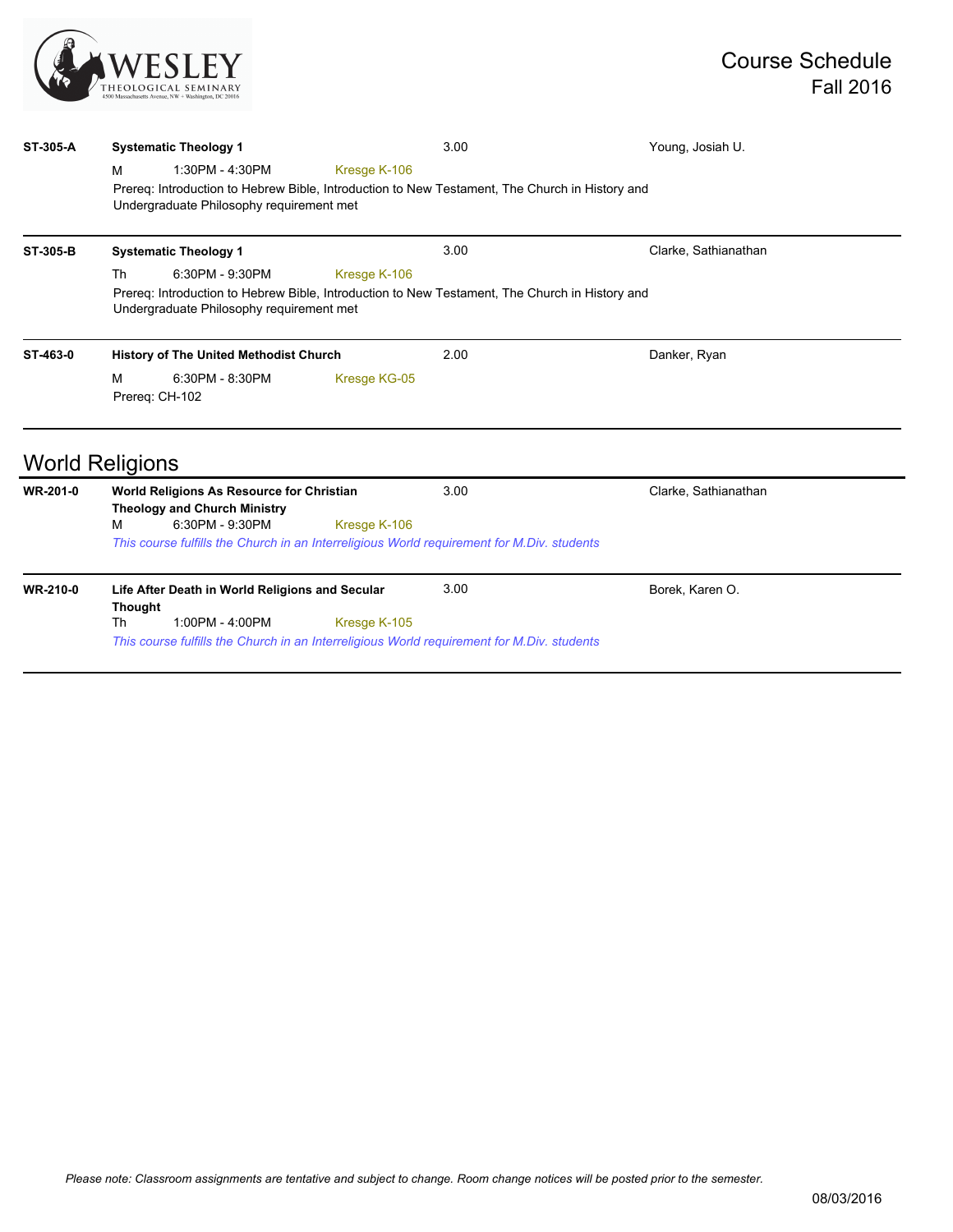**ST-305-A** **Systematic Theology 1** 3.00 Young, Josiah U.

M 1:30PM - 4:30PM Kresge K-106

Prereq: Introduction to Hebrew Bible, Introduction to New Testament, The Church in History and Undergraduate Philosophy requirement met

---

**ST-305-B** **Systematic Theology 1** 3.00 Clarke, Sathianathan

Th 6:30PM - 9:30PM Kresge K-106

Prereq: Introduction to Hebrew Bible, Introduction to New Testament, The Church in History and Undergraduate Philosophy requirement met

---

**ST-463-0** **History of The United Methodist Church** 2.00 Danker, Ryan

M 6:30PM - 8:30PM Kresge KG-05

Prereq: CH-102

---

## World Religions

**WR-201-0** **World Religions As Resource for Christian Theology and Church Ministry** 3.00 Clarke, Sathianathan

M 6:30PM - 9:30PM Kresge K-106

*This course fulfills the Church in an Interreligious World requirement for M.Div. students*

---

**WR-210-0** **Life After Death in World Religions and Secular Thought** 3.00 Borek, Karen O.

Th 1:00PM - 4:00PM Kresge K-105

*This course fulfills the Church in an Interreligious World requirement for M.Div. students*

---

*Please note: Classroom assignments are tentative and subject to change. Room change notices will be posted prior to the semester.*